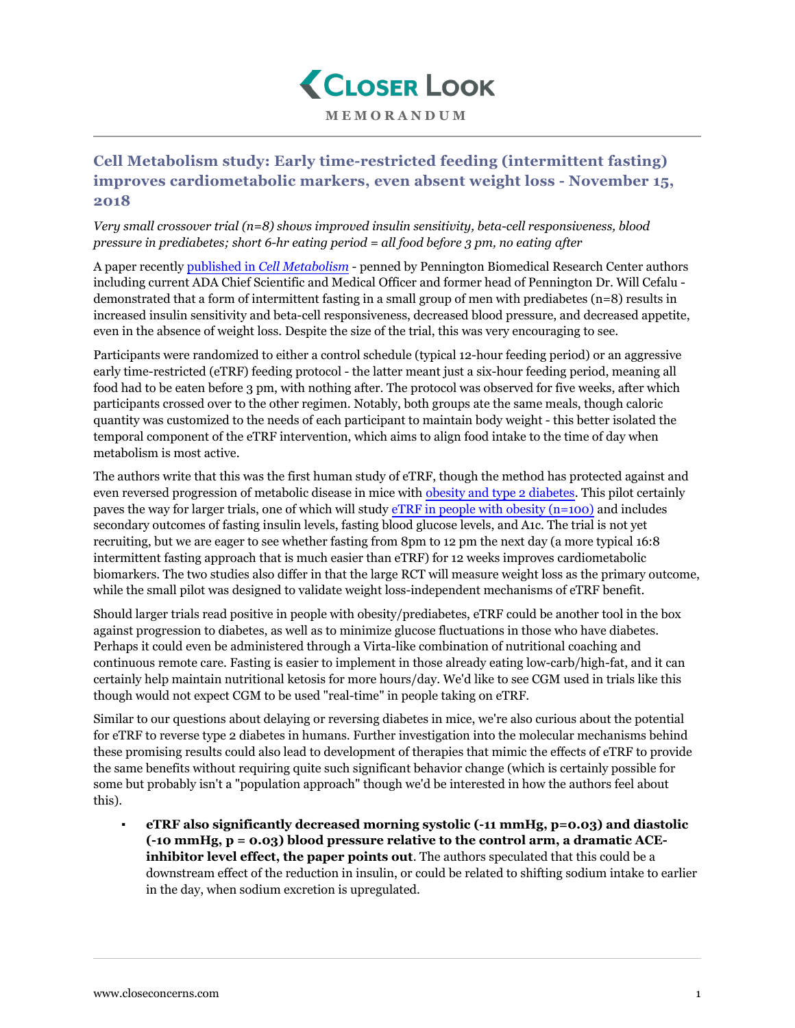# Closer Look

**MEMORANDUM**

## Cell Metabolism study: Early time-restricted feeding (intermittent fasting) improves cardiometabolic markers, even absent weight loss - November 15, 2018

*Very small crossover trial (n=8) shows improved insulin sensitivity, beta-cell responsiveness, blood pressure in prediabetes; short 6-hr eating period = all food before 3 pm, no eating after*

A paper recently published in *Cell Metabolism* - penned by Pennington Biomedical Research Center authors including current ADA Chief Scientific and Medical Officer and former head of Pennington Dr. Will Cefalu - demonstrated that a form of intermittent fasting in a small group of men with prediabetes (n=8) results in increased insulin sensitivity and beta-cell responsiveness, decreased blood pressure, and decreased appetite, even in the absence of weight loss. Despite the size of the trial, this was very encouraging to see.

Participants were randomized to either a control schedule (typical 12-hour feeding period) or an aggressive early time-restricted (eTRF) feeding protocol - the latter meant just a six-hour feeding period, meaning all food had to be eaten before 3 pm, with nothing after. The protocol was observed for five weeks, after which participants crossed over to the other regimen. Notably, both groups ate the same meals, though caloric quantity was customized to the needs of each participant to maintain body weight - this better isolated the temporal component of the eTRF intervention, which aims to align food intake to the time of day when metabolism is most active.

The authors write that this was the first human study of eTRF, though the method has protected against and even reversed progression of metabolic disease in mice with obesity and type 2 diabetes. This pilot certainly paves the way for larger trials, one of which will study eTRF in people with obesity (n=100) and includes secondary outcomes of fasting insulin levels, fasting blood glucose levels, and A1c. The trial is not yet recruiting, but we are eager to see whether fasting from 8pm to 12 pm the next day (a more typical 16:8 intermittent fasting approach that is much easier than eTRF) for 12 weeks improves cardiometabolic biomarkers. The two studies also differ in that the large RCT will measure weight loss as the primary outcome, while the small pilot was designed to validate weight loss-independent mechanisms of eTRF benefit.

Should larger trials read positive in people with obesity/prediabetes, eTRF could be another tool in the box against progression to diabetes, as well as to minimize glucose fluctuations in those who have diabetes. Perhaps it could even be administered through a Virta-like combination of nutritional coaching and continuous remote care. Fasting is easier to implement in those already eating low-carb/high-fat, and it can certainly help maintain nutritional ketosis for more hours/day. We'd like to see CGM used in trials like this though would not expect CGM to be used "real-time" in people taking on eTRF.

Similar to our questions about delaying or reversing diabetes in mice, we're also curious about the potential for eTRF to reverse type 2 diabetes in humans. Further investigation into the molecular mechanisms behind these promising results could also lead to development of therapies that mimic the effects of eTRF to provide the same benefits without requiring quite such significant behavior change (which is certainly possible for some but probably isn't a "population approach" though we'd be interested in how the authors feel about this).

- **eTRF also significantly decreased morning systolic (-11 mmHg, p=0.03) and diastolic (-10 mmHg, p = 0.03) blood pressure relative to the control arm, a dramatic ACE-inhibitor level effect, the paper points out**. The authors speculated that this could be a downstream effect of the reduction in insulin, or could be related to shifting sodium intake to earlier in the day, when sodium excretion is upregulated.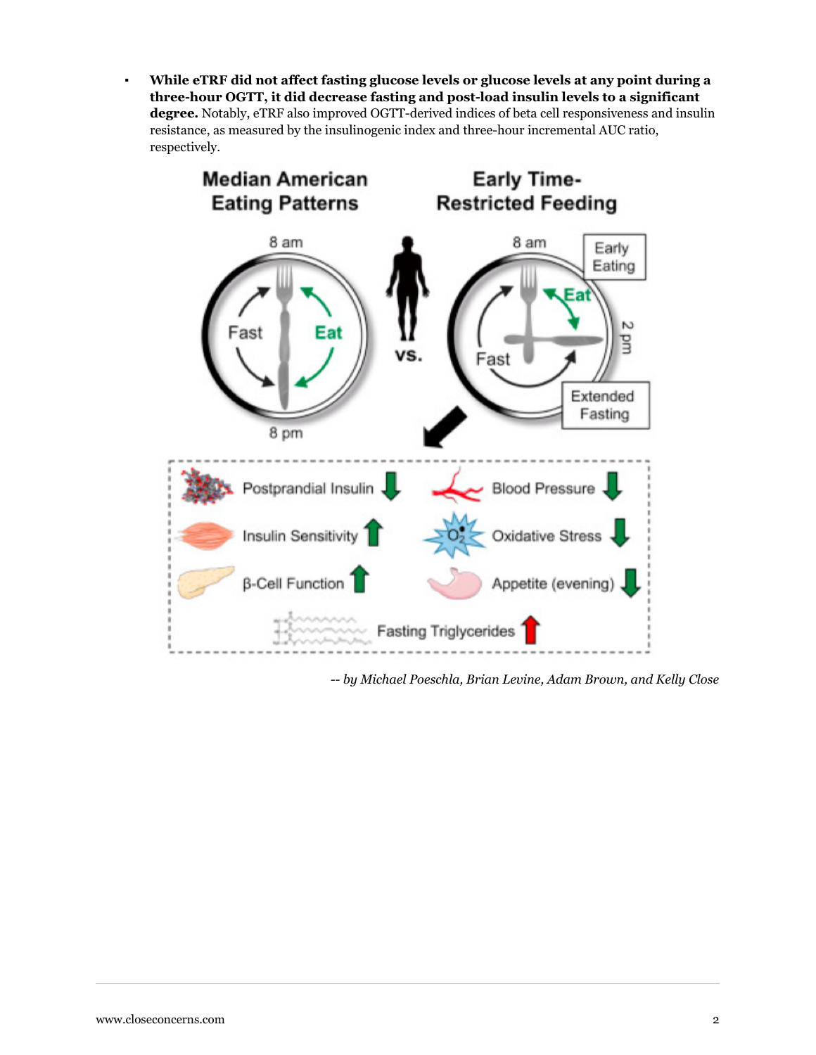- **While eTRF did not affect fasting glucose levels or glucose levels at any point during a three-hour OGTT, it did decrease fasting and post-load insulin levels to a significant degree.** Notably, eTRF also improved OGTT-derived indices of beta cell responsiveness and insulin resistance, as measured by the insulinogenic index and three-hour incremental AUC ratio, respectively.

Median American Eating Patterns

8 am

Fast

Eat

8 pm

vs.

Early Time-Restricted Feeding

8 am

Early Eating

Eat

2 pm

Fast

Extended Fasting

Postprandial Insulin ↓

Blood Pressure ↓

Insulin Sensitivity ↑

Oxidative Stress ↓

β-Cell Function ↑

Appetite (evening) ↓

Fasting Triglycerides ↑

*-- by Michael Poeschla, Brian Levine, Adam Brown, and Kelly Close*